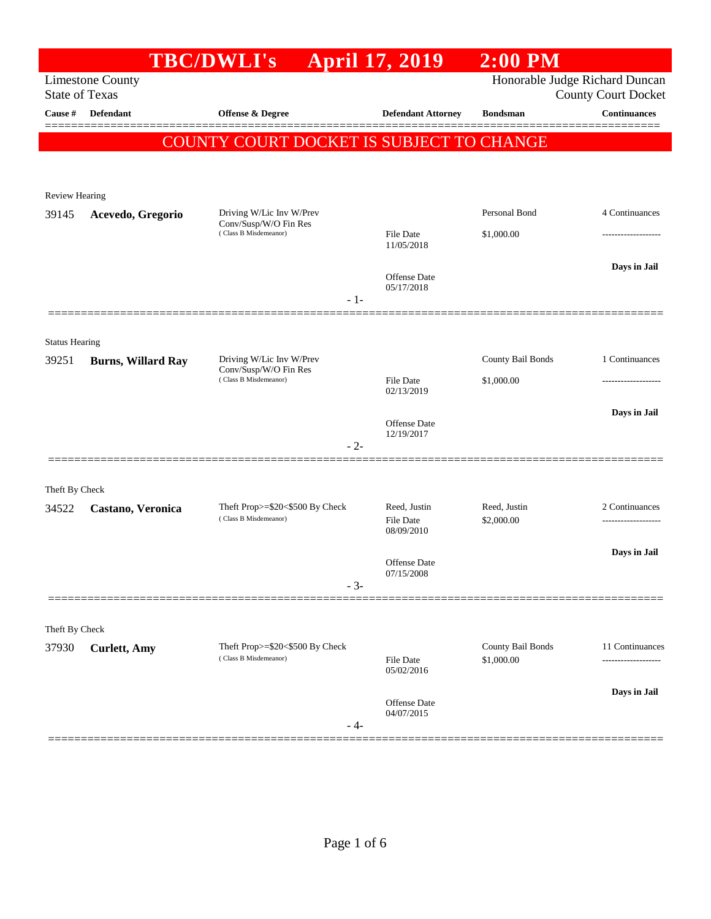# TBC/DWLI's April 17, 2019 2:00 PM

Limestone County
State of Texas

Honorable Judge Richard Duncan
County Court Docket

| Cause # | Defendant | Offense & Degree | Defendant Attorney | Bondsman | Continuances |
|---|---|---|---|---|---|

**COUNTY COURT DOCKET IS SUBJECT TO CHANGE**

---

Review Hearing

| Cause # | Defendant | Offense & Degree | Defendant Attorney | Bondsman | Continuances |
|---|---|---|---|---|---|
| 39145 | **Acevedo, Gregorio** | Driving W/Lic Inv W/Prev Conv/Susp/W/O Fin Res (Class B Misdemeanor) | File Date 11/05/2018<br>Offense Date 05/17/2018 | Personal Bond<br>$1,000.00 | 4 Continuances<br>-------------------<br>**Days in Jail** |

- 1-

---

Status Hearing

| Cause # | Defendant | Offense & Degree | Defendant Attorney | Bondsman | Continuances |
|---|---|---|---|---|---|
| 39251 | **Burns, Willard Ray** | Driving W/Lic Inv W/Prev Conv/Susp/W/O Fin Res (Class B Misdemeanor) | File Date 02/13/2019<br>Offense Date 12/19/2017 | County Bail Bonds<br>$1,000.00 | 1 Continuances<br>-------------------<br>**Days in Jail** |

- 2-

---

Theft By Check

| Cause # | Defendant | Offense & Degree | Defendant Attorney | Bondsman | Continuances |
|---|---|---|---|---|---|
| 34522 | **Castano, Veronica** | Theft Prop>=$20<$500 By Check (Class B Misdemeanor) | Reed, Justin<br>File Date 08/09/2010<br>Offense Date 07/15/2008 | Reed, Justin<br>$2,000.00 | 2 Continuances<br>-------------------<br>**Days in Jail** |

- 3-

---

Theft By Check

| Cause # | Defendant | Offense & Degree | Defendant Attorney | Bondsman | Continuances |
|---|---|---|---|---|---|
| 37930 | **Curlett, Amy** | Theft Prop>=$20<$500 By Check (Class B Misdemeanor) | File Date 05/02/2016<br>Offense Date 04/07/2015 | County Bail Bonds<br>$1,000.00 | 11 Continuances<br>-------------------<br>**Days in Jail** |

- 4-

---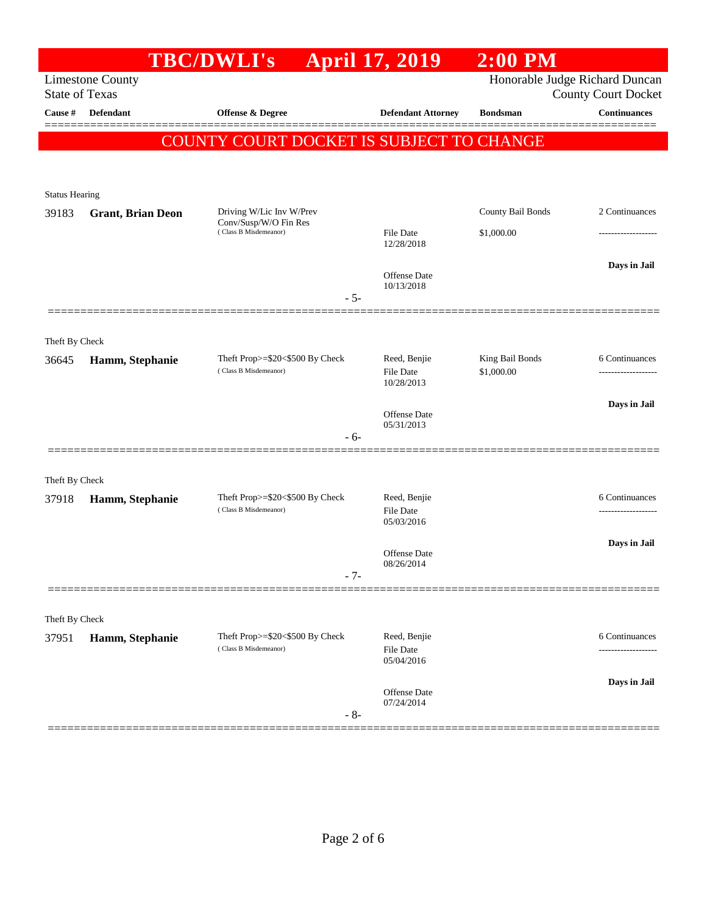# TBC/DWLI's April 17, 2019 2:00 PM

Limestone County
State of Texas

Honorable Judge Richard Duncan
County Court Docket

| Cause # | Defendant | Offense & Degree | Defendant Attorney | Bondsman | Continuances |
|---|---|---|---|---|---|

**COUNTY COURT DOCKET IS SUBJECT TO CHANGE**

Status Hearing

| Cause # | Defendant | Offense & Degree | Defendant Attorney | Bondsman | Continuances |
|---|---|---|---|---|---|
| 39183 | **Grant, Brian Deon** | Driving W/Lic Inv W/Prev Conv/Susp/W/O Fin Res (Class B Misdemeanor) | File Date 12/28/2018 | County Bail Bonds $1,000.00 | 2 Continuances |
| | | | Offense Date 10/13/2018 | | Days in Jail |

- 5-

Theft By Check

| Cause # | Defendant | Offense & Degree | Defendant Attorney | Bondsman | Continuances |
|---|---|---|---|---|---|
| 36645 | **Hamm, Stephanie** | Theft Prop>=$20<$500 By Check (Class B Misdemeanor) | Reed, Benjie File Date 10/28/2013 | King Bail Bonds $1,000.00 | 6 Continuances |
| | | | Offense Date 05/31/2013 | | Days in Jail |

- 6-

Theft By Check

| Cause # | Defendant | Offense & Degree | Defendant Attorney | Bondsman | Continuances |
|---|---|---|---|---|---|
| 37918 | **Hamm, Stephanie** | Theft Prop>=$20<$500 By Check (Class B Misdemeanor) | Reed, Benjie File Date 05/03/2016 | | 6 Continuances |
| | | | Offense Date 08/26/2014 | | Days in Jail |

- 7-

Theft By Check

| Cause # | Defendant | Offense & Degree | Defendant Attorney | Bondsman | Continuances |
|---|---|---|---|---|---|
| 37951 | **Hamm, Stephanie** | Theft Prop>=$20<$500 By Check (Class B Misdemeanor) | Reed, Benjie File Date 05/04/2016 | | 6 Continuances |
| | | | Offense Date 07/24/2014 | | Days in Jail |

- 8-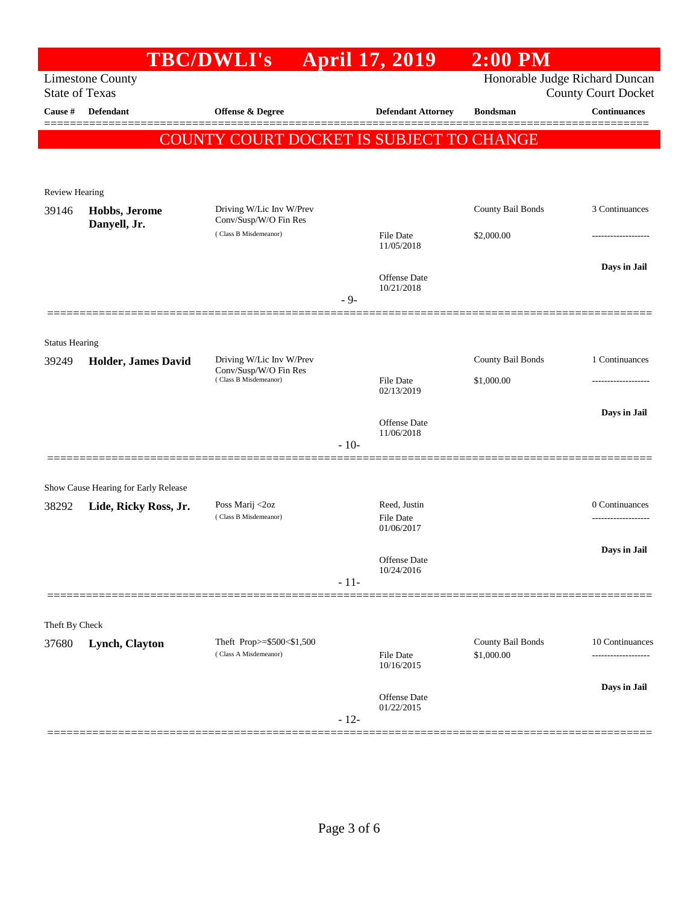# TBC/DWLI's April 17, 2019 2:00 PM

Limestone County
State of Texas

Honorable Judge Richard Duncan
County Court Docket

**COUNTY COURT DOCKET IS SUBJECT TO CHANGE**

| Cause # | Defendant | Offense & Degree | Defendant Attorney | Bondsman | Continuances |
|---|---|---|---|---|---|
| **Review Hearing** | | | | | |
| 39146 | **Hobbs, Jerome Danyell, Jr.** | Driving W/Lic Inv W/Prev Conv/Susp/W/O Fin Res (Class B Misdemeanor) | File Date 11/05/2018<br>Offense Date 10/21/2018 | County Bail Bonds<br>$2,000.00 | 3 Continuances<br>-------------------<br>**Days in Jail** |
| | | | - 9- | | |
| **Status Hearing** | | | | | |
| 39249 | **Holder, James David** | Driving W/Lic Inv W/Prev Conv/Susp/W/O Fin Res (Class B Misdemeanor) | File Date 02/13/2019<br>Offense Date 11/06/2018 | County Bail Bonds<br>$1,000.00 | 1 Continuances<br>-------------------<br>**Days in Jail** |
| | | | - 10- | | |
| **Show Cause Hearing for Early Release** | | | | | |
| 38292 | **Lide, Ricky Ross, Jr.** | Poss Marij <2oz (Class B Misdemeanor) | Reed, Justin<br>File Date 01/06/2017<br>Offense Date 10/24/2016 | | 0 Continuances<br>-------------------<br>**Days in Jail** |
| | | | - 11- | | |
| **Theft By Check** | | | | | |
| 37680 | **Lynch, Clayton** | Theft Prop>=$500<$1,500 (Class A Misdemeanor) | File Date 10/16/2015<br>Offense Date 01/22/2015 | County Bail Bonds<br>$1,000.00 | 10 Continuances<br>-------------------<br>**Days in Jail** |
| | | | - 12- | | |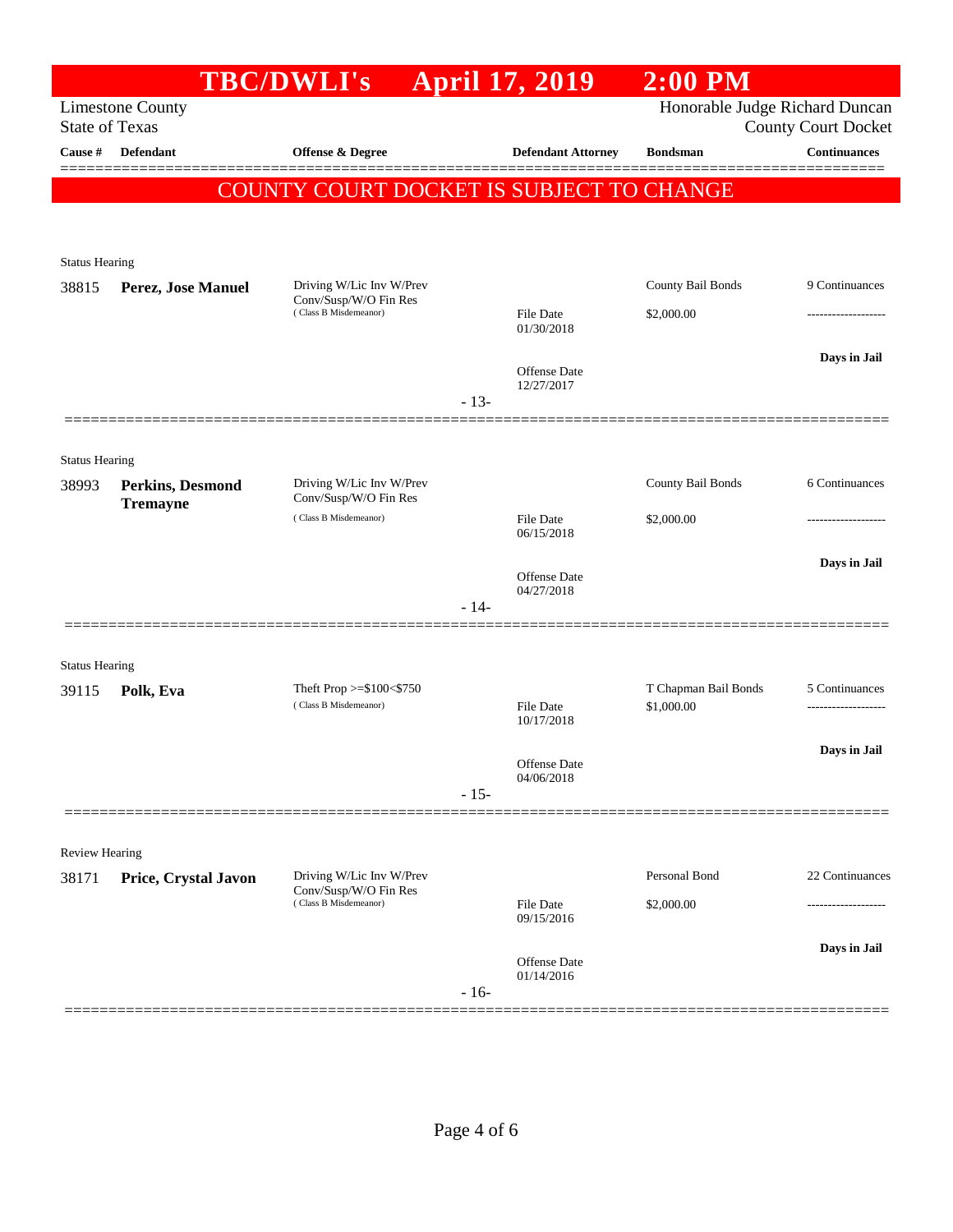# TBC/DWLI's April 17, 2019 2:00 PM

Limestone County
State of Texas

Honorable Judge Richard Duncan
County Court Docket

| Cause # | Defendant | Offense & Degree | Defendant Attorney | Bondsman | Continuances |
|---|---|---|---|---|---|

**COUNTY COURT DOCKET IS SUBJECT TO CHANGE**

Status Hearing

| Cause # | Defendant | Offense & Degree | Defendant Attorney | Bondsman | Continuances |
|---|---|---|---|---|---|
| 38815 | **Perez, Jose Manuel** | Driving W/Lic Inv W/Prev Conv/Susp/W/O Fin Res (Class B Misdemeanor) | File Date 01/30/2018<br>Offense Date 12/27/2017 | County Bail Bonds<br>$2,000.00 | 9 Continuances<br>-------------------<br>**Days in Jail** |

- 13-

Status Hearing

| Cause # | Defendant | Offense & Degree | Defendant Attorney | Bondsman | Continuances |
|---|---|---|---|---|---|
| 38993 | **Perkins, Desmond Tremayne** | Driving W/Lic Inv W/Prev Conv/Susp/W/O Fin Res (Class B Misdemeanor) | File Date 06/15/2018<br>Offense Date 04/27/2018 | County Bail Bonds<br>$2,000.00 | 6 Continuances<br>-------------------<br>**Days in Jail** |

- 14-

Status Hearing

| Cause # | Defendant | Offense & Degree | Defendant Attorney | Bondsman | Continuances |
|---|---|---|---|---|---|
| 39115 | **Polk, Eva** | Theft Prop >=$100<$750 (Class B Misdemeanor) | File Date 10/17/2018<br>Offense Date 04/06/2018 | T Chapman Bail Bonds<br>$1,000.00 | 5 Continuances<br>-------------------<br>**Days in Jail** |

- 15-

Review Hearing

| Cause # | Defendant | Offense & Degree | Defendant Attorney | Bondsman | Continuances |
|---|---|---|---|---|---|
| 38171 | **Price, Crystal Javon** | Driving W/Lic Inv W/Prev Conv/Susp/W/O Fin Res (Class B Misdemeanor) | File Date 09/15/2016<br>Offense Date 01/14/2016 | Personal Bond<br>$2,000.00 | 22 Continuances<br>-------------------<br>**Days in Jail** |

- 16-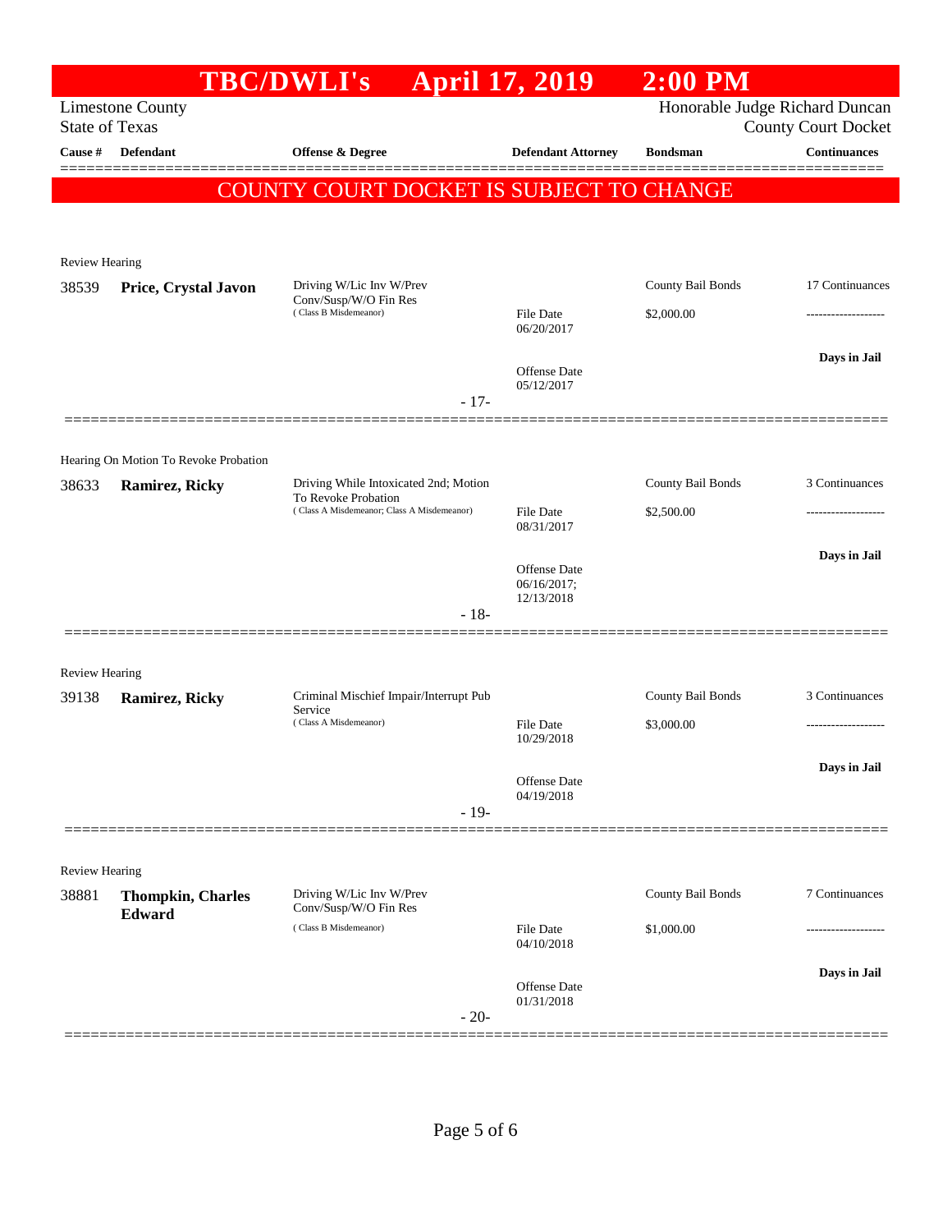# TBC/DWLI's April 17, 2019 2:00 PM

Limestone County
State of Texas

Honorable Judge Richard Duncan
County Court Docket

| Cause # | Defendant | Offense & Degree | Defendant Attorney | Bondsman | Continuances |
|---|---|---|---|---|---|

**COUNTY COURT DOCKET IS SUBJECT TO CHANGE**

---

Review Hearing

| Cause # | Defendant | Offense & Degree | Defendant Attorney | Bondsman | Continuances |
|---|---|---|---|---|---|
| 38539 | **Price, Crystal Javon** | Driving W/Lic Inv W/Prev Conv/Susp/W/O Fin Res (Class B Misdemeanor) | File Date 06/20/2017; Offense Date 05/12/2017 | County Bail Bonds; $2,000.00 | 17 Continuances; ------------------; **Days in Jail** |

- 17-

---

Hearing On Motion To Revoke Probation

| Cause # | Defendant | Offense & Degree | Defendant Attorney | Bondsman | Continuances |
|---|---|---|---|---|---|
| 38633 | **Ramirez, Ricky** | Driving While Intoxicated 2nd; Motion To Revoke Probation (Class A Misdemeanor; Class A Misdemeanor) | File Date 08/31/2017; Offense Date 06/16/2017; 12/13/2018 | County Bail Bonds; $2,500.00 | 3 Continuances; ------------------; **Days in Jail** |

- 18-

---

Review Hearing

| Cause # | Defendant | Offense & Degree | Defendant Attorney | Bondsman | Continuances |
|---|---|---|---|---|---|
| 39138 | **Ramirez, Ricky** | Criminal Mischief Impair/Interrupt Pub Service (Class A Misdemeanor) | File Date 10/29/2018; Offense Date 04/19/2018 | County Bail Bonds; $3,000.00 | 3 Continuances; ------------------; **Days in Jail** |

- 19-

---

Review Hearing

| Cause # | Defendant | Offense & Degree | Defendant Attorney | Bondsman | Continuances |
|---|---|---|---|---|---|
| 38881 | **Thompkin, Charles Edward** | Driving W/Lic Inv W/Prev Conv/Susp/W/O Fin Res (Class B Misdemeanor) | File Date 04/10/2018; Offense Date 01/31/2018 | County Bail Bonds; $1,000.00 | 7 Continuances; ------------------; **Days in Jail** |

- 20-

---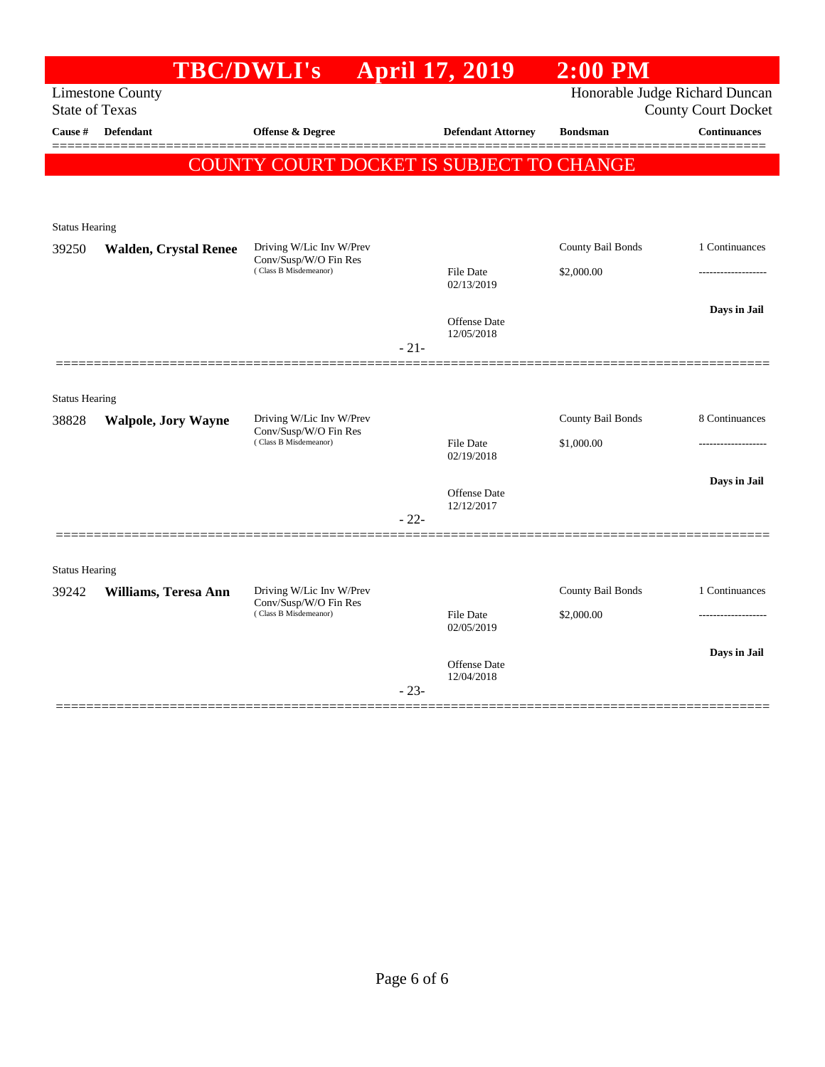# TBC/DWLI's April 17, 2019 2:00 PM

Limestone County
State of Texas

Honorable Judge Richard Duncan
County Court Docket

| Cause # | Defendant | Offense & Degree | | Defendant Attorney | Bondsman | Continuances |
|---|---|---|---|---|---|---|

**COUNTY COURT DOCKET IS SUBJECT TO CHANGE**

Status Hearing

| | | | | | | |
|---|---|---|---|---|---|---|
| 39250 | **Walden, Crystal Renee** | Driving W/Lic Inv W/Prev Conv/Susp/W/O Fin Res (Class B Misdemeanor) | | | County Bail Bonds | 1 Continuances |
| | | | | File Date 02/13/2019 | $2,000.00 | ------------------- |
| | | | | | | **Days in Jail** |
| | | | - 21- | Offense Date 12/05/2018 | | |

Status Hearing

| | | | | | | |
|---|---|---|---|---|---|---|
| 38828 | **Walpole, Jory Wayne** | Driving W/Lic Inv W/Prev Conv/Susp/W/O Fin Res (Class B Misdemeanor) | | | County Bail Bonds | 8 Continuances |
| | | | | File Date 02/19/2018 | $1,000.00 | ------------------- |
| | | | | | | **Days in Jail** |
| | | | - 22- | Offense Date 12/12/2017 | | |

Status Hearing

| | | | | | | |
|---|---|---|---|---|---|---|
| 39242 | **Williams, Teresa Ann** | Driving W/Lic Inv W/Prev Conv/Susp/W/O Fin Res (Class B Misdemeanor) | | | County Bail Bonds | 1 Continuances |
| | | | | File Date 02/05/2019 | $2,000.00 | ------------------- |
| | | | | | | **Days in Jail** |
| | | | - 23- | Offense Date 12/04/2018 | | |